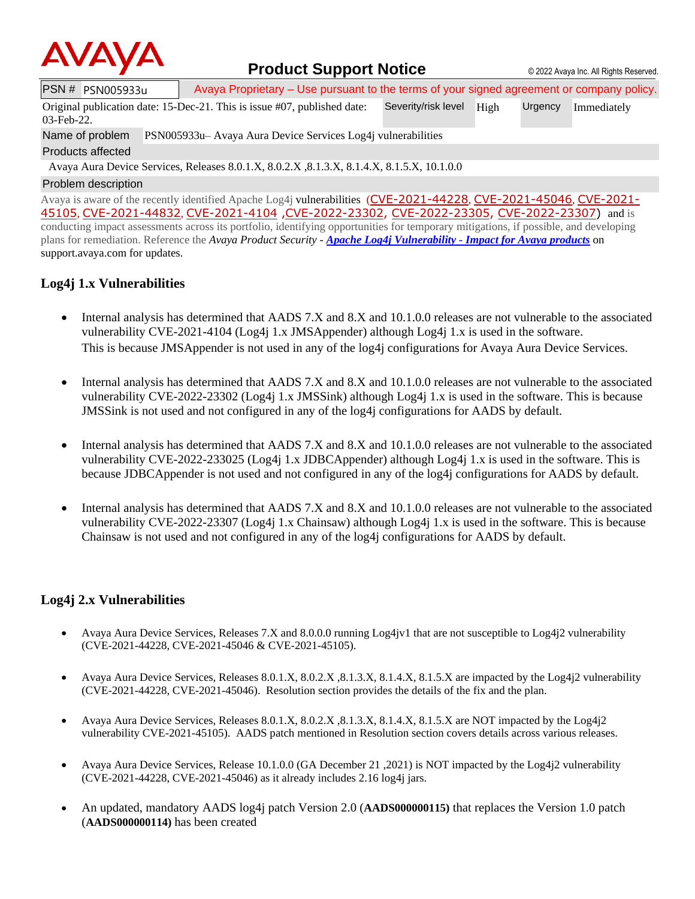**AVAYA** — **Product Support Notice** — © 2022 Avaya Inc. All Rights Reserved.

| PSN # PSN005933u | Avaya Proprietary – Use pursuant to the terms of your signed agreement or company policy. | | | |
|---|---|---|---|---|
| Original publication date: 15-Dec-21. This is issue #07, published date: 03-Feb-22. | Severity/risk level | High | Urgency | Immediately |
| Name of problem | PSN005933u– Avaya Aura Device Services Log4j vulnerabilities | | | |

**Products affected**

Avaya Aura Device Services, Releases 8.0.1.X, 8.0.2.X ,8.1.3.X, 8.1.4.X, 8.1.5.X, 10.1.0.0

**Problem description**

Avaya is aware of the recently identified Apache Log4j vulnerabilities (CVE-2021-44228, CVE-2021-45046, CVE-2021-45105, CVE-2021-44832, CVE-2021-4104 ,CVE-2022-23302, CVE-2022-23305, CVE-2022-23307) and is conducting impact assessments across its portfolio, identifying opportunities for temporary mitigations, if possible, and developing plans for remediation. Reference the *Avaya Product Security* - ***Apache Log4j Vulnerability - Impact for Avaya products*** on support.avaya.com for updates.

## Log4j 1.x Vulnerabilities

- Internal analysis has determined that AADS 7.X and 8.X and 10.1.0.0 releases are not vulnerable to the associated vulnerability CVE-2021-4104 (Log4j 1.x JMSAppender) although Log4j 1.x is used in the software. This is because JMSAppender is not used in any of the log4j configurations for Avaya Aura Device Services.

- Internal analysis has determined that AADS 7.X and 8.X and 10.1.0.0 releases are not vulnerable to the associated vulnerability CVE-2022-23302 (Log4j 1.x JMSSink) although Log4j 1.x is used in the software. This is because JMSSink is not used and not configured in any of the log4j configurations for AADS by default.

- Internal analysis has determined that AADS 7.X and 8.X and 10.1.0.0 releases are not vulnerable to the associated vulnerability CVE-2022-233025 (Log4j 1.x JDBCAppender) although Log4j 1.x is used in the software. This is because JDBCAppender is not used and not configured in any of the log4j configurations for AADS by default.

- Internal analysis has determined that AADS 7.X and 8.X and 10.1.0.0 releases are not vulnerable to the associated vulnerability CVE-2022-23307 (Log4j 1.x Chainsaw) although Log4j 1.x is used in the software. This is because Chainsaw is not used and not configured in any of the log4j configurations for AADS by default.

## Log4j 2.x Vulnerabilities

- Avaya Aura Device Services, Releases 7.X and 8.0.0.0 running Log4jv1 that are not susceptible to Log4j2 vulnerability (CVE-2021-44228, CVE-2021-45046 & CVE-2021-45105).

- Avaya Aura Device Services, Releases 8.0.1.X, 8.0.2.X ,8.1.3.X, 8.1.4.X, 8.1.5.X are impacted by the Log4j2 vulnerability (CVE-2021-44228, CVE-2021-45046). Resolution section provides the details of the fix and the plan.

- Avaya Aura Device Services, Releases 8.0.1.X, 8.0.2.X ,8.1.3.X, 8.1.4.X, 8.1.5.X are NOT impacted by the Log4j2 vulnerability CVE-2021-45105). AADS patch mentioned in Resolution section covers details across various releases.

- Avaya Aura Device Services, Release 10.1.0.0 (GA December 21 ,2021) is NOT impacted by the Log4j2 vulnerability (CVE-2021-44228, CVE-2021-45046) as it already includes 2.16 log4j jars.

- An updated, mandatory AADS log4j patch Version 2.0 (**AADS000000115)** that replaces the Version 1.0 patch (**AADS000000114)** has been created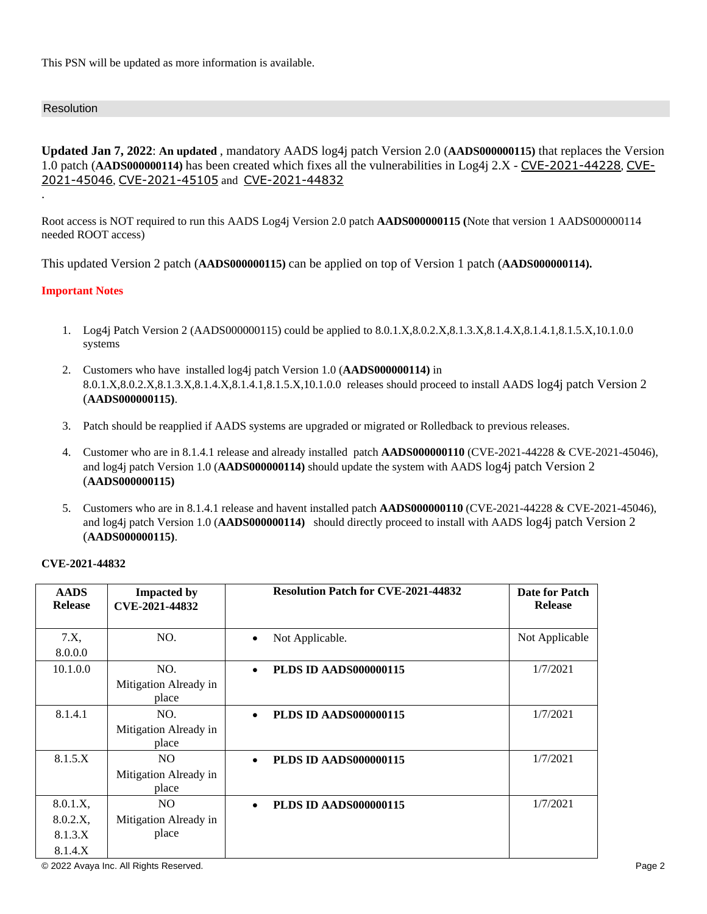This PSN will be updated as more information is available.

## Resolution

**Updated Jan 7, 2022**: **An updated** , mandatory AADS log4j patch Version 2.0 (**AADS000000115)** that replaces the Version 1.0 patch (**AADS000000114)** has been created which fixes all the vulnerabilities in Log4j 2.X - CVE-2021-44228, CVE-2021-45046, CVE-2021-45105 and CVE-2021-44832

.

Root access is NOT required to run this AADS Log4j Version 2.0 patch **AADS000000115 (**Note that version 1 AADS000000114 needed ROOT access)

This updated Version 2 patch (**AADS000000115)** can be applied on top of Version 1 patch (**AADS000000114).**

**Important Notes**

1. Log4j Patch Version 2 (AADS000000115) could be applied to 8.0.1.X,8.0.2.X,8.1.3.X,8.1.4.X,8.1.4.1,8.1.5.X,10.1.0.0 systems
2. Customers who have installed log4j patch Version 1.0 (**AADS000000114)** in 8.0.1.X,8.0.2.X,8.1.3.X,8.1.4.X,8.1.4.1,8.1.5.X,10.1.0.0 releases should proceed to install AADS log4j patch Version 2 (**AADS000000115)**.
3. Patch should be reapplied if AADS systems are upgraded or migrated or Rolledback to previous releases.
4. Customer who are in 8.1.4.1 release and already installed patch **AADS000000110** (CVE-2021-44228 & CVE-2021-45046), and log4j patch Version 1.0 (**AADS000000114)** should update the system with AADS log4j patch Version 2 (**AADS000000115)**
5. Customers who are in 8.1.4.1 release and havent installed patch **AADS000000110** (CVE-2021-44228 & CVE-2021-45046), and log4j patch Version 1.0 (**AADS000000114)** should directly proceed to install with AADS log4j patch Version 2 (**AADS000000115)**.

**CVE-2021-44832**

| AADS Release | Impacted by CVE-2021-44832 | Resolution Patch for CVE-2021-44832 | Date for Patch Release |
|---|---|---|---|
| 7.X, 8.0.0.0 | NO. | • Not Applicable. | Not Applicable |
| 10.1.0.0 | NO. Mitigation Already in place | • **PLDS ID AADS000000115** | 1/7/2021 |
| 8.1.4.1 | NO. Mitigation Already in place | • **PLDS ID AADS000000115** | 1/7/2021 |
| 8.1.5.X | NO Mitigation Already in place | • **PLDS ID AADS000000115** | 1/7/2021 |
| 8.0.1.X, 8.0.2.X, 8.1.3.X 8.1.4.X | NO Mitigation Already in place | • **PLDS ID AADS000000115** | 1/7/2021 |

© 2022 Avaya Inc. All Rights Reserved.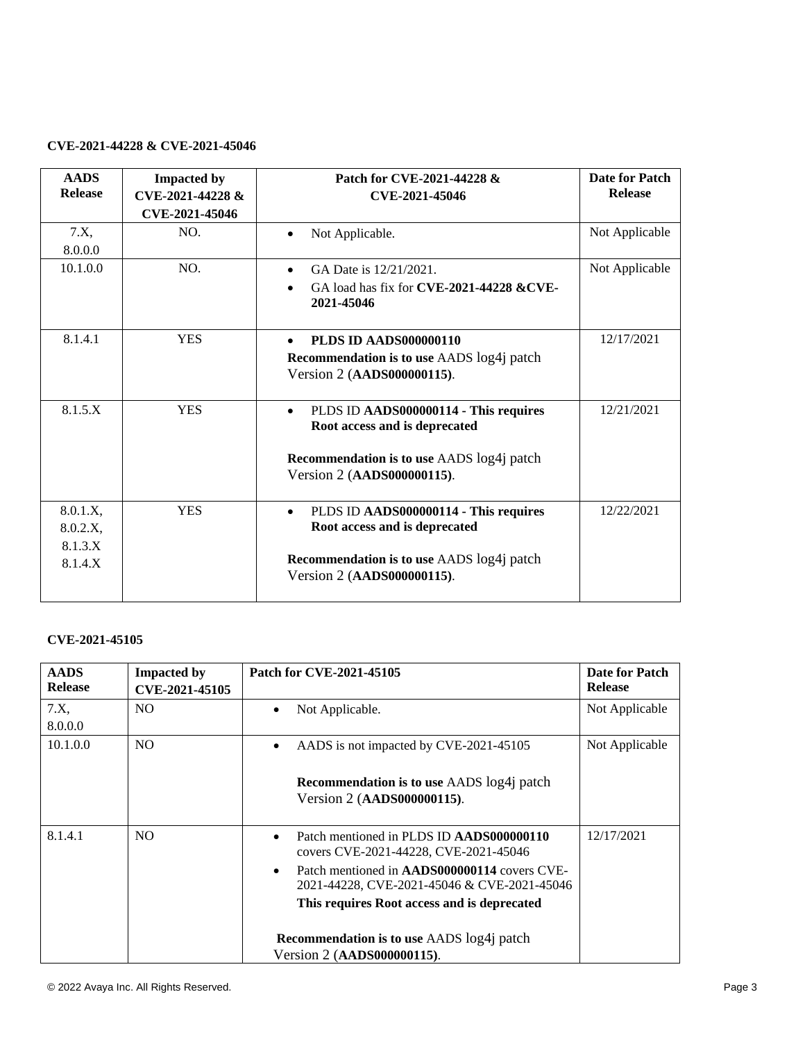**CVE-2021-44228 & CVE-2021-45046**

| AADS Release | Impacted by CVE-2021-44228 & CVE-2021-45046 | Patch for CVE-2021-44228 & CVE-2021-45046 | Date for Patch Release |
|---|---|---|---|
| 7.X, 8.0.0.0 | NO. | • Not Applicable. | Not Applicable |
| 10.1.0.0 | NO. | • GA Date is 12/21/2021.<br>• GA load has fix for **CVE-2021-44228 &CVE-2021-45046** | Not Applicable |
| 8.1.4.1 | YES | • **PLDS ID AADS000000110**<br>**Recommendation is to use** AADS log4j patch Version 2 (**AADS000000115)**. | 12/17/2021 |
| 8.1.5.X | YES | • PLDS ID **AADS000000114 - This requires Root access and is deprecated**<br><br>**Recommendation is to use** AADS log4j patch Version 2 (**AADS000000115)**. | 12/21/2021 |
| 8.0.1.X, 8.0.2.X, 8.1.3.X 8.1.4.X | YES | • PLDS ID **AADS000000114 - This requires Root access and is deprecated**<br><br>**Recommendation is to use** AADS log4j patch Version 2 (**AADS000000115)**. | 12/22/2021 |

**CVE-2021-45105**

| AADS Release | Impacted by CVE-2021-45105 | Patch for CVE-2021-45105 | Date for Patch Release |
|---|---|---|---|
| 7.X, 8.0.0.0 | NO | • Not Applicable. | Not Applicable |
| 10.1.0.0 | NO | • AADS is not impacted by CVE-2021-45105<br><br>**Recommendation is to use** AADS log4j patch Version 2 (**AADS000000115)**. | Not Applicable |
| 8.1.4.1 | NO | • Patch mentioned in PLDS ID **AADS000000110** covers CVE-2021-44228, CVE-2021-45046<br>• Patch mentioned in **AADS000000114** covers CVE-2021-44228, CVE-2021-45046 & CVE-2021-45046<br>**This requires Root access and is deprecated**<br><br>**Recommendation is to use** AADS log4j patch Version 2 (**AADS000000115)**. | 12/17/2021 |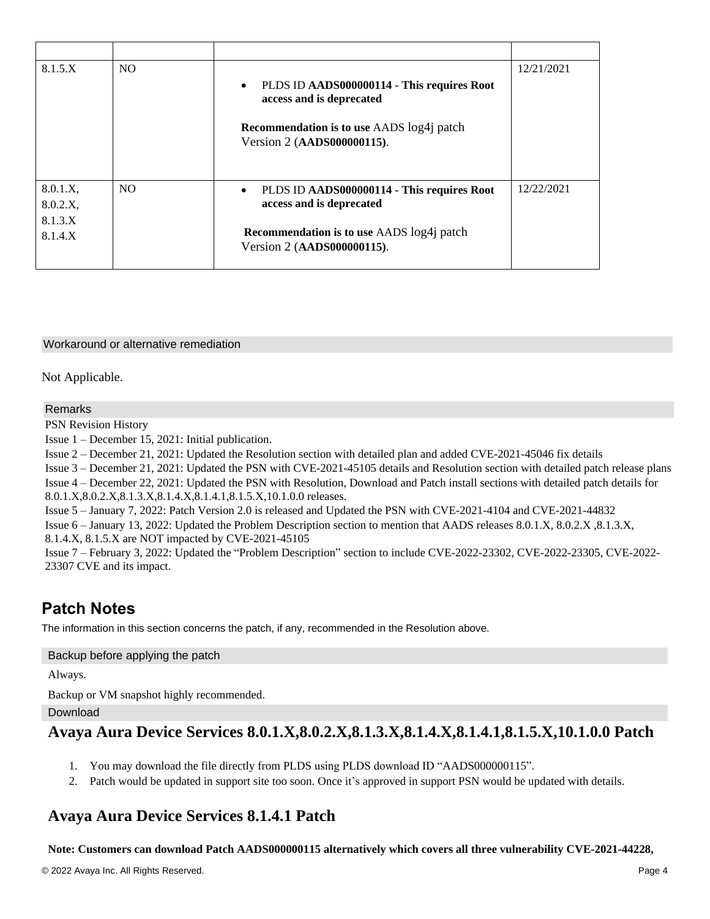| | | | |
|---|---|---|---|
| 8.1.5.X | NO | • PLDS ID **AADS000000114 - This requires Root access and is deprecated**<br><br>**Recommendation is to use** AADS log4j patch Version 2 (**AADS000000115)**. | 12/21/2021 |
| 8.0.1.X,<br>8.0.2.X,<br>8.1.3.X<br>8.1.4.X | NO | • PLDS ID **AADS000000114 - This requires Root access and is deprecated**<br><br>**Recommendation is to use** AADS log4j patch Version 2 (**AADS000000115)**. | 12/22/2021 |

### Workaround or alternative remediation

Not Applicable.

### Remarks

PSN Revision History

Issue 1 – December 15, 2021: Initial publication.

Issue 2 – December 21, 2021: Updated the Resolution section with detailed plan and added CVE-2021-45046 fix details

Issue 3 – December 21, 2021: Updated the PSN with CVE-2021-45105 details and Resolution section with detailed patch release plans

Issue 4 – December 22, 2021: Updated the PSN with Resolution, Download and Patch install sections with detailed patch details for 8.0.1.X,8.0.2.X,8.1.3.X,8.1.4.X,8.1.4.1,8.1.5.X,10.1.0.0 releases.

Issue 5 – January 7, 2022: Patch Version 2.0 is released and Updated the PSN with CVE-2021-4104 and CVE-2021-44832

Issue 6 – January 13, 2022: Updated the Problem Description section to mention that AADS releases 8.0.1.X, 8.0.2.X ,8.1.3.X, 8.1.4.X, 8.1.5.X are NOT impacted by CVE-2021-45105

Issue 7 – February 3, 2022: Updated the "Problem Description" section to include CVE-2022-23302, CVE-2022-23305, CVE-2022-23307 CVE and its impact.

## Patch Notes

The information in this section concerns the patch, if any, recommended in the Resolution above.

### Backup before applying the patch

Always.

Backup or VM snapshot highly recommended.

### Download

## Avaya Aura Device Services 8.0.1.X,8.0.2.X,8.1.3.X,8.1.4.X,8.1.4.1,8.1.5.X,10.1.0.0 Patch

1. You may download the file directly from PLDS using PLDS download ID "AADS000000115".
2. Patch would be updated in support site too soon. Once it's approved in support PSN would be updated with details.

## Avaya Aura Device Services 8.1.4.1 Patch

**Note: Customers can download Patch AADS000000115 alternatively which covers all three vulnerability CVE-2021-44228,**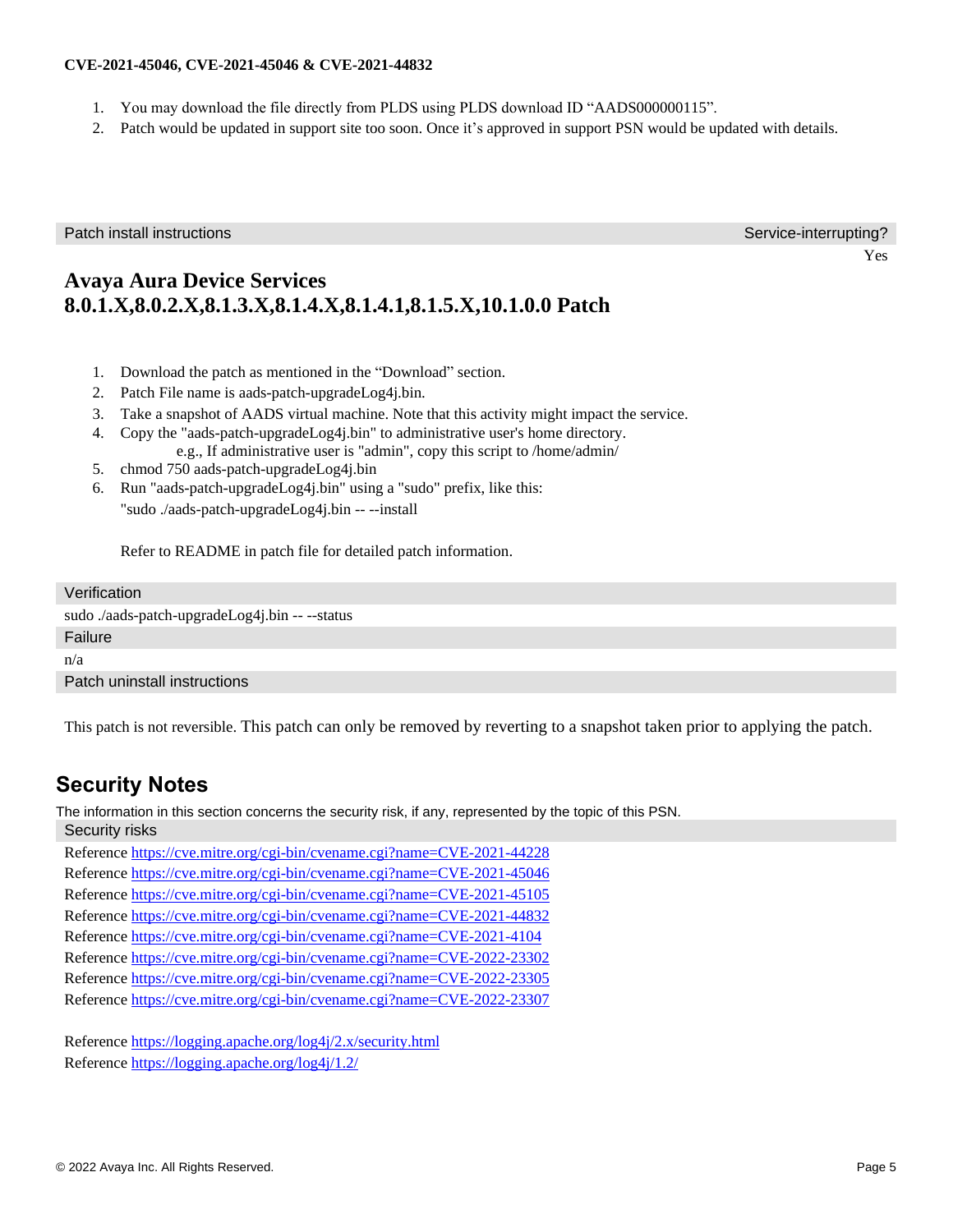**CVE-2021-45046, CVE-2021-45046 & CVE-2021-44832**

1. You may download the file directly from PLDS using PLDS download ID “AADS000000115”.
2. Patch would be updated in support site too soon. Once it’s approved in support PSN would be updated with details.

| Patch install instructions | Service-interrupting? |
| --- | --- |
| | Yes |

## Avaya Aura Device Services 8.0.1.X,8.0.2.X,8.1.3.X,8.1.4.X,8.1.4.1,8.1.5.X,10.1.0.0 Patch

1. Download the patch as mentioned in the “Download” section.
2. Patch File name is aads-patch-upgradeLog4j.bin.
3. Take a snapshot of AADS virtual machine. Note that this activity might impact the service.
4. Copy the "aads-patch-upgradeLog4j.bin" to administrative user's home directory.
   e.g., If administrative user is "admin", copy this script to /home/admin/
5. chmod 750 aads-patch-upgradeLog4j.bin
6. Run "aads-patch-upgradeLog4j.bin" using a "sudo" prefix, like this:
   "sudo ./aads-patch-upgradeLog4j.bin -- --install

   Refer to README in patch file for detailed patch information.

**Verification**

sudo ./aads-patch-upgradeLog4j.bin -- --status

**Failure**

n/a

**Patch uninstall instructions**

This patch is not reversible. This patch can only be removed by reverting to a snapshot taken prior to applying the patch.

## Security Notes

The information in this section concerns the security risk, if any, represented by the topic of this PSN.

**Security risks**

Reference https://cve.mitre.org/cgi-bin/cvename.cgi?name=CVE-2021-44228
Reference https://cve.mitre.org/cgi-bin/cvename.cgi?name=CVE-2021-45046
Reference https://cve.mitre.org/cgi-bin/cvename.cgi?name=CVE-2021-45105
Reference https://cve.mitre.org/cgi-bin/cvename.cgi?name=CVE-2021-44832
Reference https://cve.mitre.org/cgi-bin/cvename.cgi?name=CVE-2021-4104
Reference https://cve.mitre.org/cgi-bin/cvename.cgi?name=CVE-2022-23302
Reference https://cve.mitre.org/cgi-bin/cvename.cgi?name=CVE-2022-23305
Reference https://cve.mitre.org/cgi-bin/cvename.cgi?name=CVE-2022-23307

Reference https://logging.apache.org/log4j/2.x/security.html
Reference https://logging.apache.org/log4j/1.2/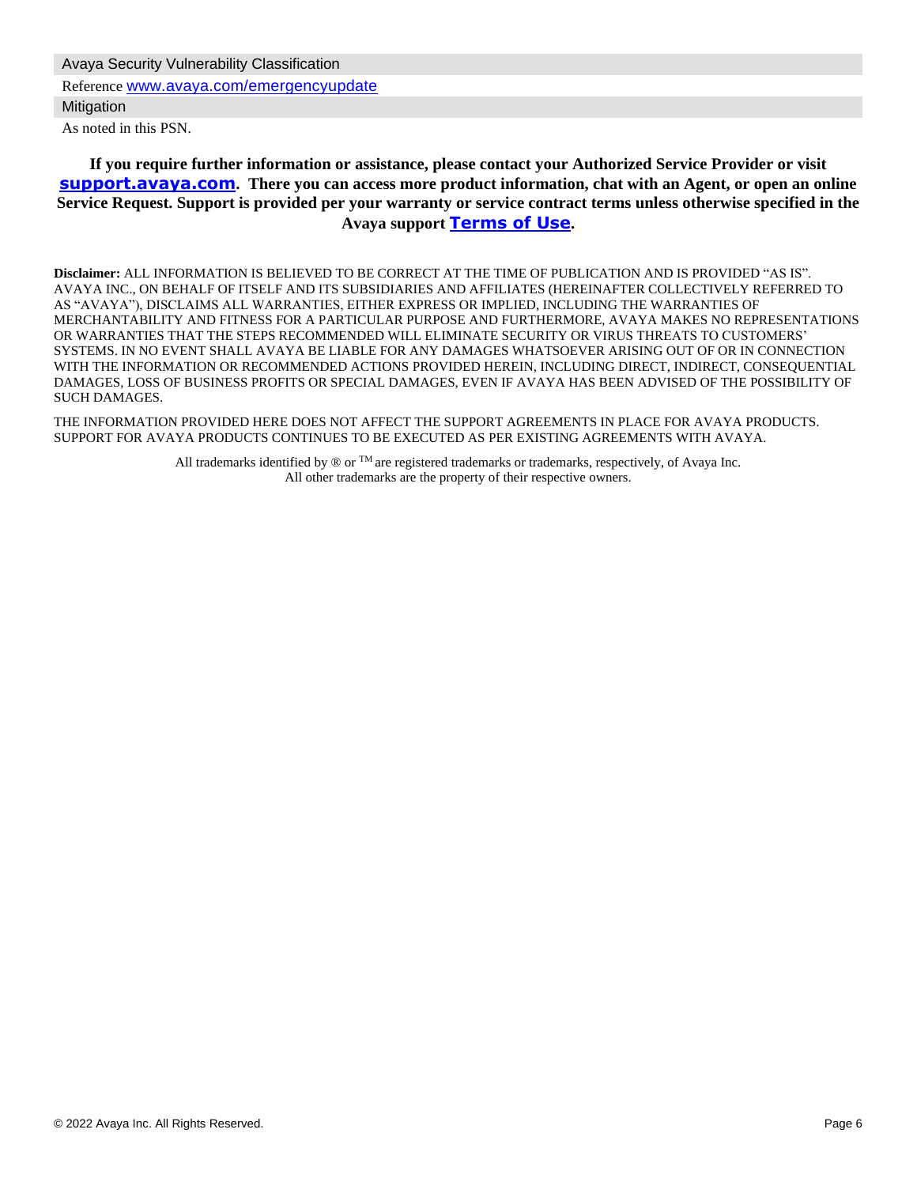## Avaya Security Vulnerability Classification

Reference www.avaya.com/emergencyupdate

## Mitigation

As noted in this PSN.

**If you require further information or assistance, please contact your Authorized Service Provider or visit support.avaya.com. There you can access more product information, chat with an Agent, or open an online Service Request. Support is provided per your warranty or service contract terms unless otherwise specified in the Avaya support Terms of Use.**

**Disclaimer:** ALL INFORMATION IS BELIEVED TO BE CORRECT AT THE TIME OF PUBLICATION AND IS PROVIDED "AS IS". AVAYA INC., ON BEHALF OF ITSELF AND ITS SUBSIDIARIES AND AFFILIATES (HEREINAFTER COLLECTIVELY REFERRED TO AS "AVAYA"), DISCLAIMS ALL WARRANTIES, EITHER EXPRESS OR IMPLIED, INCLUDING THE WARRANTIES OF MERCHANTABILITY AND FITNESS FOR A PARTICULAR PURPOSE AND FURTHERMORE, AVAYA MAKES NO REPRESENTATIONS OR WARRANTIES THAT THE STEPS RECOMMENDED WILL ELIMINATE SECURITY OR VIRUS THREATS TO CUSTOMERS' SYSTEMS. IN NO EVENT SHALL AVAYA BE LIABLE FOR ANY DAMAGES WHATSOEVER ARISING OUT OF OR IN CONNECTION WITH THE INFORMATION OR RECOMMENDED ACTIONS PROVIDED HEREIN, INCLUDING DIRECT, INDIRECT, CONSEQUENTIAL DAMAGES, LOSS OF BUSINESS PROFITS OR SPECIAL DAMAGES, EVEN IF AVAYA HAS BEEN ADVISED OF THE POSSIBILITY OF SUCH DAMAGES.

THE INFORMATION PROVIDED HERE DOES NOT AFFECT THE SUPPORT AGREEMENTS IN PLACE FOR AVAYA PRODUCTS. SUPPORT FOR AVAYA PRODUCTS CONTINUES TO BE EXECUTED AS PER EXISTING AGREEMENTS WITH AVAYA.

All trademarks identified by ® or ™ are registered trademarks or trademarks, respectively, of Avaya Inc. All other trademarks are the property of their respective owners.